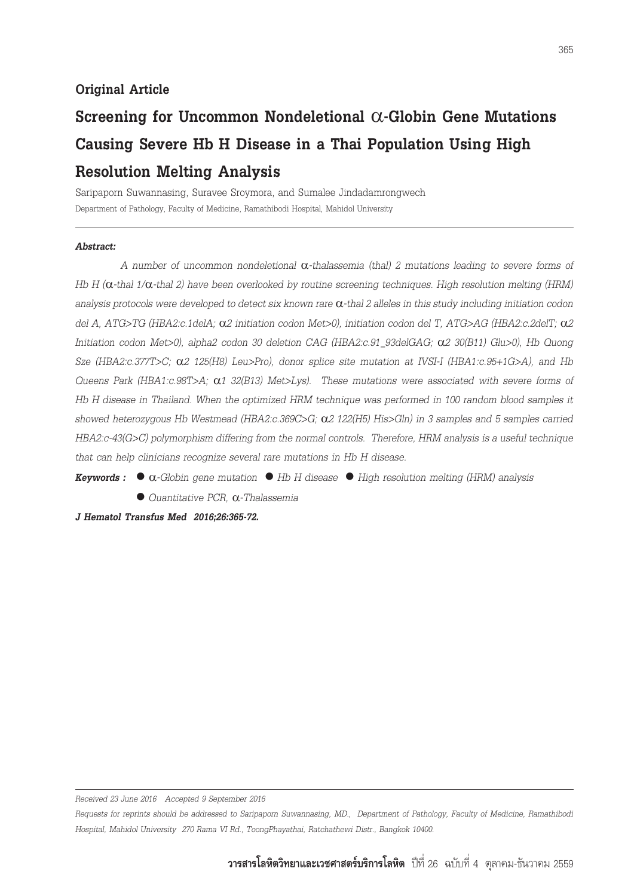**Original Article**

# Screening for Uncommon Nondeletional α-Globin Gene Mutations Causing Severe Hb H Disease in a Thai Population Using High Resolution Melting Analysis

Saripaporn Suwannasing, Suravee Sroymora, and Sumalee Jindadamrongwech

Department of Pathology, Faculty of Medicine, Ramathibodi Hospital, Mahidol University

***Abstract:***

*A number of uncommon nondeletional α-thalassemia (thal) 2 mutations leading to severe forms of Hb H (α-thal 1/α-thal 2) have been overlooked by routine screening techniques. High resolution melting (HRM) analysis protocols were developed to detect six known rare α-thal 2 alleles in this study including initiation codon del A, ATG>TG (HBA2:c.1delA; α2 initiation codon Met>0), initiation codon del T, ATG>AG (HBA2:c.2delT; α2 Initiation codon Met>0), alpha2 codon 30 deletion CAG (HBA2:c.91_93delGAG; α2 30(B11) Glu>0), Hb Quong Sze (HBA2:c.377T>C; α2 125(H8) Leu>Pro), donor splice site mutation at IVSI-I (HBA1:c.95+1G>A), and Hb Queens Park (HBA1:c.98T>A; α1 32(B13) Met>Lys). These mutations were associated with severe forms of Hb H disease in Thailand. When the optimized HRM technique was performed in 100 random blood samples it showed heterozygous Hb Westmead (HBA2:c.369C>G; α2 122(H5) His>Gln) in 3 samples and 5 samples carried HBA2:c-43(G>C) polymorphism differing from the normal controls. Therefore, HRM analysis is a useful technique that can help clinicians recognize several rare mutations in Hb H disease.*

***Keywords :*** ● *α-Globin gene mutation* ● *Hb H disease* ● *High resolution melting (HRM) analysis* ● *Quantitative PCR, α-Thalassemia*

***J Hematol Transfus Med 2016;26:365-72.***

*Received 23 June 2016 Accepted 9 September 2016*

*Requests for reprints should be addressed to Saripaporn Suwannasing, MD., Department of Pathology, Faculty of Medicine, Ramathibodi Hospital, Mahidol University 270 Rama VI Rd., ToongPhayathai, Ratchathewi Distr., Bangkok 10400.*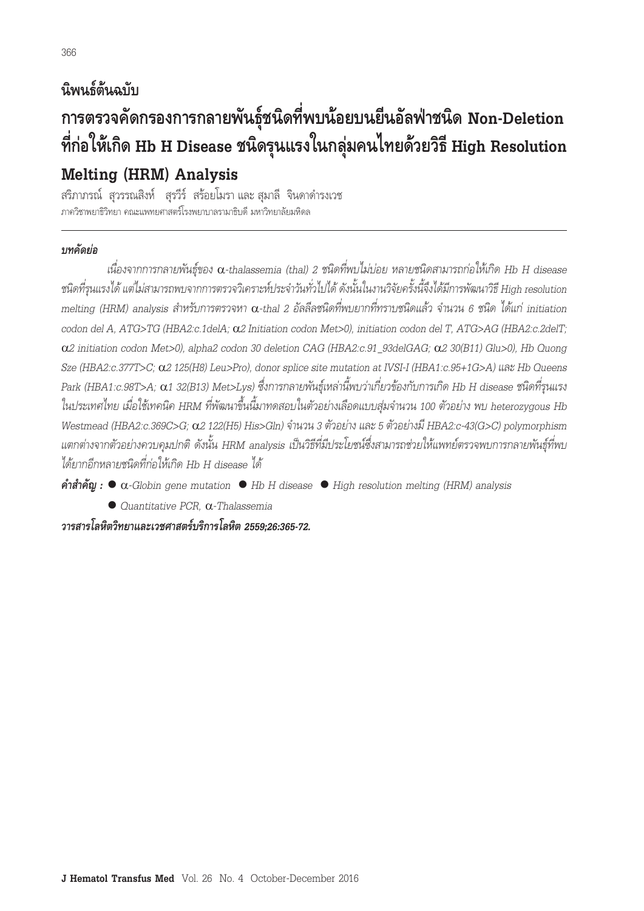## นิพนธ์ต้นฉบับ

# การตรวจคัดกรองการกลายพันธุ์ชนิดที่พบน้อยบนยีนอัลฟ่าชนิด Non-Deletion ที่ก่อให้เกิด Hb H Disease ชนิดรุนแรงในกลุ่มคนไทยด้วยวิธี High Resolution Melting (HRM) Analysis

สิริภาภรณ์ สุวรรณสิงห์ สุรีวีร์ สร้อยโมรา และ สุมาลี จินดาดำรงเวช

ภาควิชาพยาธิวิทยา คณะแพทยศาสตร์โรงพยาบาลรามาธิบดี มหาวิทยาลัยมหิดล

---

***บทคัดย่อ***

*เนื่องจากการกลายพันธุ์ของ α-thalassemia (thal) 2 ชนิดที่พบไม่บ่อย หลายชนิดสามารถก่อให้เกิด Hb H disease ชนิดที่รุนแรงได้ แต่ไม่สามารถพบจากการตรวจวิเคราะห์ประจำวันทั่วไปได้ ดังนั้นในงานวิจัยครั้งนี้จึงได้มีการพัฒนาวิธี High resolution melting (HRM) analysis สำหรับการตรวจหา α-thal 2 อัลลีลชนิดที่พบยากที่ทราบชนิดแล้ว จำนวน 6 ชนิด ได้แก่ initiation codon del A, ATG>TG (HBA2:c.1delA; α2 Initiation codon Met>0), initiation codon del T, ATG>AG (HBA2:c.2delT; α2 initiation codon Met>0), alpha2 codon 30 deletion CAG (HBA2:c.91_93delGAG; α2 30(B11) Glu>0), Hb Quong Sze (HBA2:c.377T>C; α2 125(H8) Leu>Pro), donor splice site mutation at IVSI-I (HBA1:c.95+1G>A) และ Hb Queens Park (HBA1:c.98T>A; α1 32(B13) Met>Lys) ซึ่งการกลายพันธุ์เหล่านี้พบว่าเกี่ยวข้องกับการเกิด Hb H disease ชนิดที่รุนแรงในประเทศไทย เมื่อใช้เทคนิค HRM ที่พัฒนาขึ้นนี้มาทดสอบในตัวอย่างเลือดแบบสุ่มจำนวน 100 ตัวอย่าง พบ heterozygous Hb Westmead (HBA2:c.369C>G; α2 122(H5) His>Gln) จำนวน 3 ตัวอย่าง และ 5 ตัวอย่างมี HBA2:c-43(G>C) polymorphism แตกต่างจากตัวอย่างควบคุมปกติ ดังนั้น HRM analysis เป็นวิธีที่มีประโยชน์ซึ่งสามารถช่วยให้แพทย์ตรวจพบการกลายพันธุ์ที่พบได้ยากอีกหลายชนิดที่ก่อให้เกิด Hb H disease ได้*

***คำสำคัญ :*** ● *α-Globin gene mutation* ● *Hb H disease* ● *High resolution melting (HRM) analysis* ● *Quantitative PCR, α-Thalassemia*

***วารสารโลหิตวิทยาและเวชศาสตร์บริการโลหิต 2559;26:365-72.***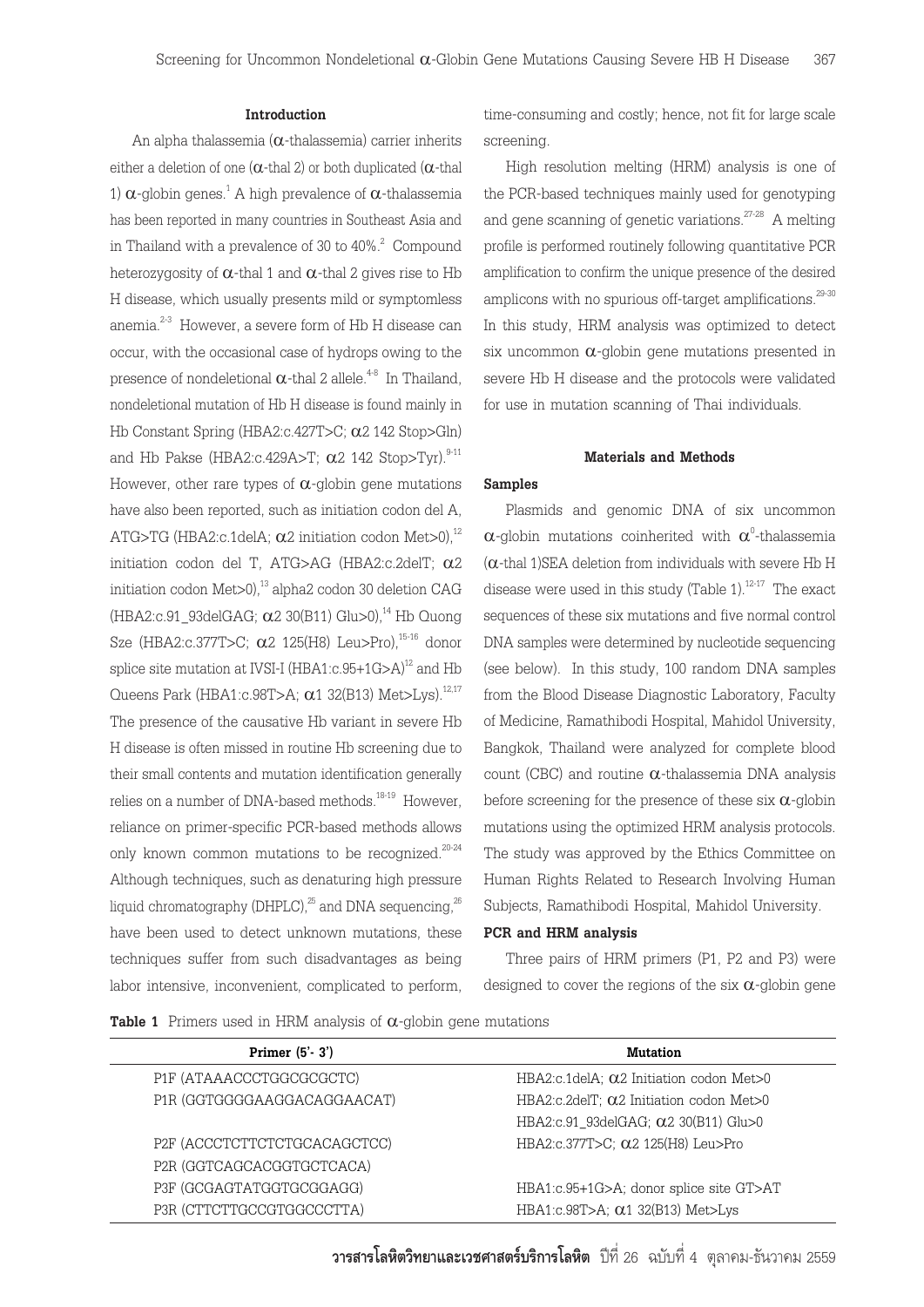## Introduction

An alpha thalassemia (α-thalassemia) carrier inherits either a deletion of one (α-thal 2) or both duplicated (α-thal 1) α-globin genes.[1] A high prevalence of α-thalassemia has been reported in many countries in Southeast Asia and in Thailand with a prevalence of 30 to 40%.[2] Compound heterozygosity of α-thal 1 and α-thal 2 gives rise to Hb H disease, which usually presents mild or symptomless anemia.[2-3] However, a severe form of Hb H disease can occur, with the occasional case of hydrops owing to the presence of nondeletional α-thal 2 allele.[4-8] In Thailand, nondeletional mutation of Hb H disease is found mainly in Hb Constant Spring (HBA2:c.427T>C; α2 142 Stop>Gln) and Hb Pakse (HBA2:c.429A>T; α2 142 Stop>Tyr).[9-11] However, other rare types of α-globin gene mutations have also been reported, such as initiation codon del A, ATG>TG (HBA2:c.1delA; α2 initiation codon Met>0),[12] initiation codon del T, ATG>AG (HBA2:c.2delT; α2 initiation codon Met>0),[13] alpha2 codon 30 deletion CAG (HBA2:c.91_93delGAG; α2 30(B11) Glu>0),[14] Hb Quong Sze (HBA2:c.377T>C; α2 125(H8) Leu>Pro),[15-16] donor splice site mutation at IVSI-I (HBA1:c.95+1G>A)[12] and Hb Queens Park (HBA1:c.98T>A; α1 32(B13) Met>Lys).[12,17] The presence of the causative Hb variant in severe Hb H disease is often missed in routine Hb screening due to their small contents and mutation identification generally relies on a number of DNA-based methods.[18-19] However, reliance on primer-specific PCR-based methods allows only known common mutations to be recognized.[20-24] Although techniques, such as denaturing high pressure liquid chromatography (DHPLC),[25] and DNA sequencing,[26] have been used to detect unknown mutations, these techniques suffer from such disadvantages as being labor intensive, inconvenient, complicated to perform, time-consuming and costly; hence, not fit for large scale screening.

High resolution melting (HRM) analysis is one of the PCR-based techniques mainly used for genotyping and gene scanning of genetic variations.[27-28] A melting profile is performed routinely following quantitative PCR amplification to confirm the unique presence of the desired amplicons with no spurious off-target amplifications.[29-30] In this study, HRM analysis was optimized to detect six uncommon α-globin gene mutations presented in severe Hb H disease and the protocols were validated for use in mutation scanning of Thai individuals.

## Materials and Methods

### Samples

Plasmids and genomic DNA of six uncommon α-globin mutations coinherited with $\alpha^0$-thalassemia (α-thal 1)SEA deletion from individuals with severe Hb H disease were used in this study (Table 1).[12-17] The exact sequences of these six mutations and five normal control DNA samples were determined by nucleotide sequencing (see below). In this study, 100 random DNA samples from the Blood Disease Diagnostic Laboratory, Faculty of Medicine, Ramathibodi Hospital, Mahidol University, Bangkok, Thailand were analyzed for complete blood count (CBC) and routine α-thalassemia DNA analysis before screening for the presence of these six α-globin mutations using the optimized HRM analysis protocols. The study was approved by the Ethics Committee on Human Rights Related to Research Involving Human Subjects, Ramathibodi Hospital, Mahidol University.

### PCR and HRM analysis

Three pairs of HRM primers (P1, P2 and P3) were designed to cover the regions of the six α-globin gene

**Table 1** Primers used in HRM analysis of α-globin gene mutations

| Primer (5'- 3') | Mutation |
|---|---|
| P1F (ATAAACCCTGGCGCGCTC) | HBA2:c.1delA; α2 Initiation codon Met>0 |
| P1R (GGTGGGGAAGGACAGGAACAT) | HBA2:c.2delT; α2 Initiation codon Met>0 |
| | HBA2:c.91_93delGAG; α2 30(B11) Glu>0 |
| P2F (ACCCTCTTCTCTGCACAGCTCC) | HBA2:c.377T>C; α2 125(H8) Leu>Pro |
| P2R (GGTCAGCACGGTGCTCACA) | |
| P3F (GCGAGTATGGTGCGGAGG) | HBA1:c.95+1G>A; donor splice site GT>AT |
| P3R (CTTCTTGCCGTGGCCCTTA) | HBA1:c.98T>A; α1 32(B13) Met>Lys |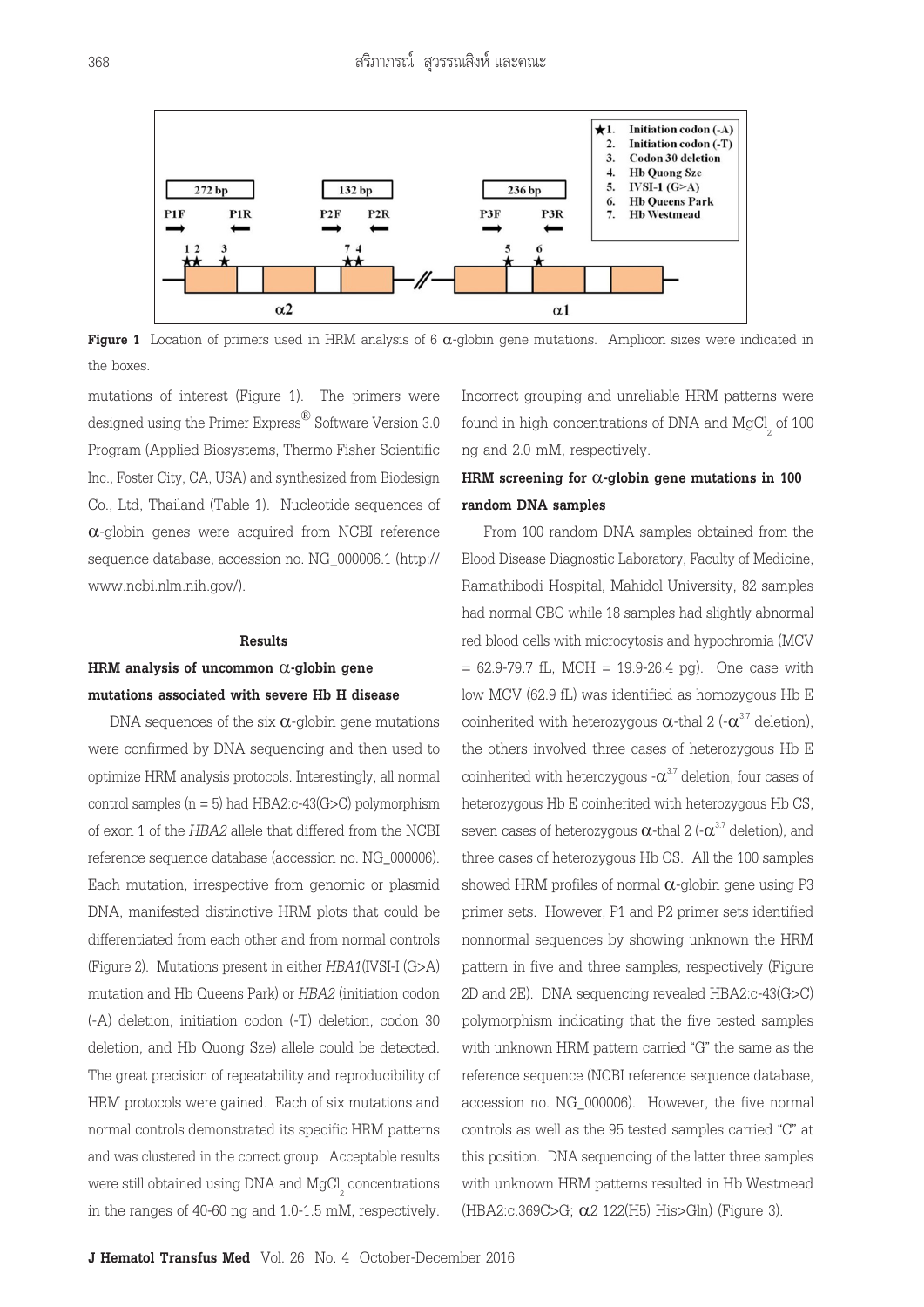Figure 1 Location of primers used in HRM analysis of 6 α-globin gene mutations. Amplicon sizes were indicated in the boxes.

mutations of interest (Figure 1). The primers were designed using the Primer Express® Software Version 3.0 Program (Applied Biosystems, Thermo Fisher Scientific Inc., Foster City, CA, USA) and synthesized from Biodesign Co., Ltd, Thailand (Table 1). Nucleotide sequences of α-globin genes were acquired from NCBI reference sequence database, accession no. NG_000006.1 (http://www.ncbi.nlm.nih.gov/).

## Results

### HRM analysis of uncommon α-globin gene mutations associated with severe Hb H disease

DNA sequences of the six α-globin gene mutations were confirmed by DNA sequencing and then used to optimize HRM analysis protocols. Interestingly, all normal control samples (n = 5) had HBA2:c-43(G>C) polymorphism of exon 1 of the *HBA2* allele that differed from the NCBI reference sequence database (accession no. NG_000006). Each mutation, irrespective from genomic or plasmid DNA, manifested distinctive HRM plots that could be differentiated from each other and from normal controls (Figure 2). Mutations present in either *HBA1*(IVSI-I (G>A) mutation and Hb Queens Park) or *HBA2* (initiation codon (-A) deletion, initiation codon (-T) deletion, codon 30 deletion, and Hb Quong Sze) allele could be detected. The great precision of repeatability and reproducibility of HRM protocols were gained. Each of six mutations and normal controls demonstrated its specific HRM patterns and was clustered in the correct group. Acceptable results were still obtained using DNA and $MgCl_2$ concentrations in the ranges of 40-60 ng and 1.0-1.5 mM, respectively. Incorrect grouping and unreliable HRM patterns were found in high concentrations of DNA and $MgCl_2$ of 100 ng and 2.0 mM, respectively.

### HRM screening for α-globin gene mutations in 100 random DNA samples

From 100 random DNA samples obtained from the Blood Disease Diagnostic Laboratory, Faculty of Medicine, Ramathibodi Hospital, Mahidol University, 82 samples had normal CBC while 18 samples had slightly abnormal red blood cells with microcytosis and hypochromia (MCV = 62.9-79.7 fL, MCH = 19.9-26.4 pg). One case with low MCV (62.9 fL) was identified as homozygous Hb E coinherited with heterozygous α-thal 2 ($-\alpha^{3.7}$ deletion), the others involved three cases of heterozygous Hb E coinherited with heterozygous $-\alpha^{3.7}$ deletion, four cases of heterozygous Hb E coinherited with heterozygous Hb CS, seven cases of heterozygous α-thal 2 ($-\alpha^{3.7}$ deletion), and three cases of heterozygous Hb CS. All the 100 samples showed HRM profiles of normal α-globin gene using P3 primer sets. However, P1 and P2 primer sets identified nonnormal sequences by showing unknown the HRM pattern in five and three samples, respectively (Figure 2D and 2E). DNA sequencing revealed HBA2:c-43(G>C) polymorphism indicating that the five tested samples with unknown HRM pattern carried "G" the same as the reference sequence (NCBI reference sequence database, accession no. NG_000006). However, the five normal controls as well as the 95 tested samples carried "C" at this position. DNA sequencing of the latter three samples with unknown HRM patterns resulted in Hb Westmead (HBA2:c.369C>G; α2 122(H5) His>Gln) (Figure 3).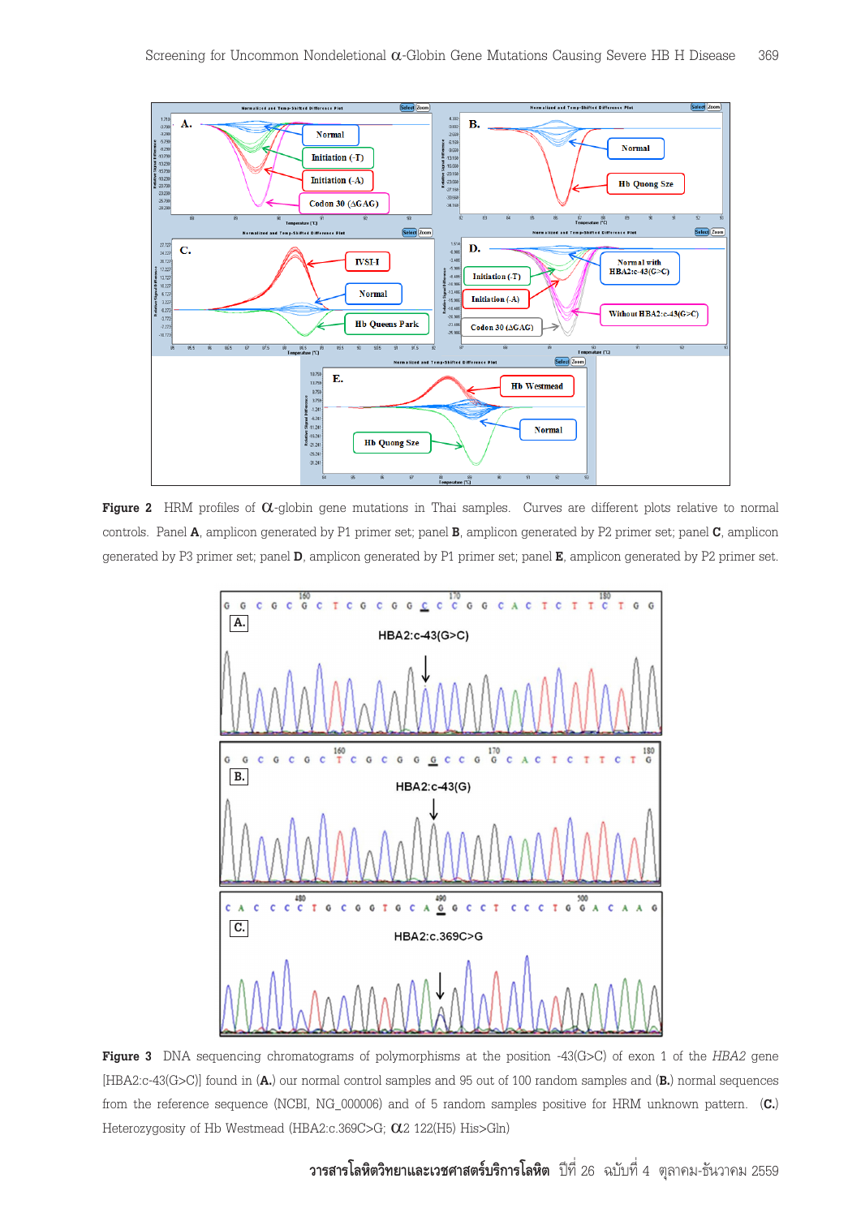**Figure 2** HRM profiles of $\alpha$-globin gene mutations in Thai samples. Curves are different plots relative to normal controls. Panel **A**, amplicon generated by P1 primer set; panel **B**, amplicon generated by P2 primer set; panel **C**, amplicon generated by P3 primer set; panel **D**, amplicon generated by P1 primer set; panel **E**, amplicon generated by P2 primer set.

**Figure 3** DNA sequencing chromatograms of polymorphisms at the position -43(G>C) of exon 1 of the *HBA2* gene [HBA2:c-43(G>C)] found in (**A.**) our normal control samples and 95 out of 100 random samples and (**B.**) normal sequences from the reference sequence (NCBI, NG_000006) and of 5 random samples positive for HRM unknown pattern. (**C.**) Heterozygosity of Hb Westmead (HBA2:c.369C>G; $\alpha$2 122(H5) His>Gln)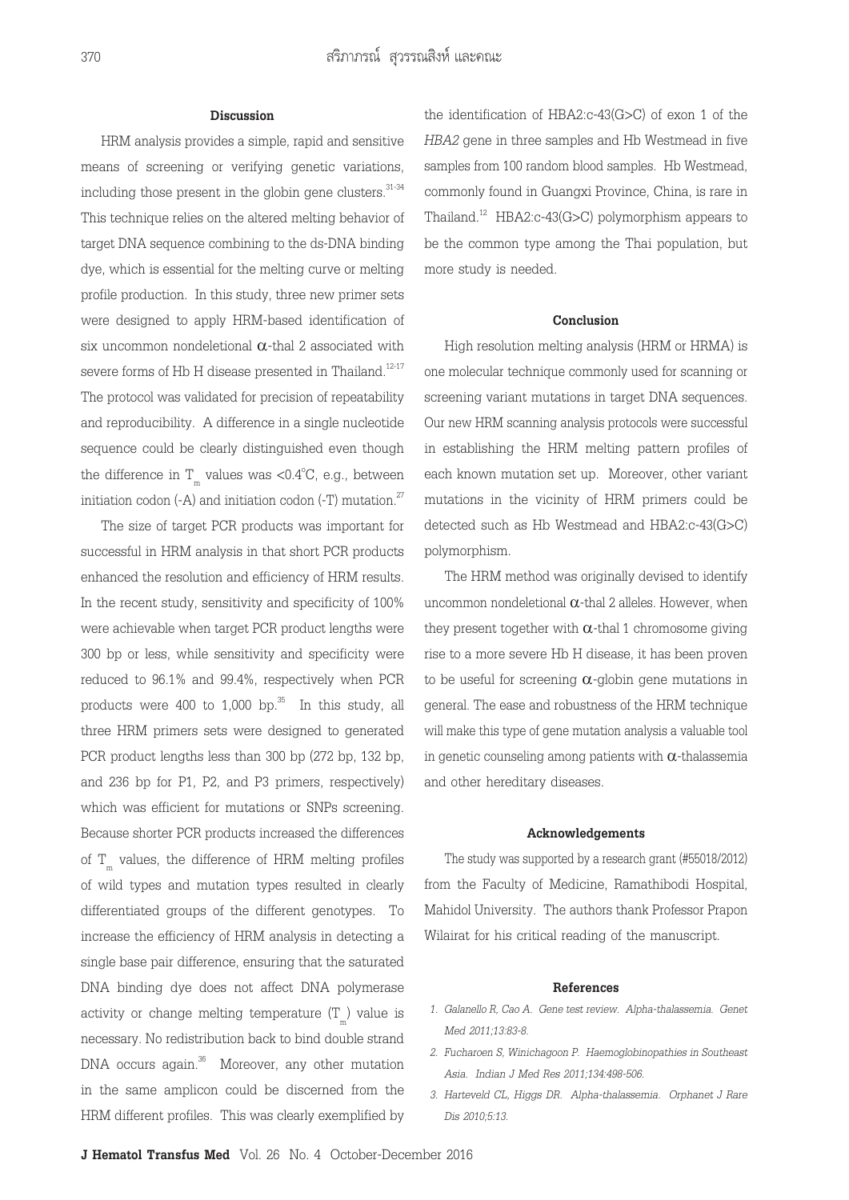## Discussion

HRM analysis provides a simple, rapid and sensitive means of screening or verifying genetic variations, including those present in the globin gene clusters.[31-34] This technique relies on the altered melting behavior of target DNA sequence combining to the ds-DNA binding dye, which is essential for the melting curve or melting profile production. In this study, three new primer sets were designed to apply HRM-based identification of six uncommon nondeletional $\alpha$-thal 2 associated with severe forms of Hb H disease presented in Thailand.[12-17] The protocol was validated for precision of repeatability and reproducibility. A difference in a single nucleotide sequence could be clearly distinguished even though the difference in $T_m$ values was <0.4°C, e.g., between initiation codon (-A) and initiation codon (-T) mutation.[27]

The size of target PCR products was important for successful in HRM analysis in that short PCR products enhanced the resolution and efficiency of HRM results. In the recent study, sensitivity and specificity of 100% were achievable when target PCR product lengths were 300 bp or less, while sensitivity and specificity were reduced to 96.1% and 99.4%, respectively when PCR products were 400 to 1,000 bp.[35] In this study, all three HRM primers sets were designed to generated PCR product lengths less than 300 bp (272 bp, 132 bp, and 236 bp for P1, P2, and P3 primers, respectively) which was efficient for mutations or SNPs screening. Because shorter PCR products increased the differences of $T_m$ values, the difference of HRM melting profiles of wild types and mutation types resulted in clearly differentiated groups of the different genotypes. To increase the efficiency of HRM analysis in detecting a single base pair difference, ensuring that the saturated DNA binding dye does not affect DNA polymerase activity or change melting temperature ($T_m$) value is necessary. No redistribution back to bind double strand DNA occurs again.[36] Moreover, any other mutation in the same amplicon could be discerned from the HRM different profiles. This was clearly exemplified by the identification of HBA2:c-43(G>C) of exon 1 of the *HBA2* gene in three samples and Hb Westmead in five samples from 100 random blood samples. Hb Westmead, commonly found in Guangxi Province, China, is rare in Thailand.[12] HBA2:c-43(G>C) polymorphism appears to be the common type among the Thai population, but more study is needed.

## Conclusion

High resolution melting analysis (HRM or HRMA) is one molecular technique commonly used for scanning or screening variant mutations in target DNA sequences. Our new HRM scanning analysis protocols were successful in establishing the HRM melting pattern profiles of each known mutation set up. Moreover, other variant mutations in the vicinity of HRM primers could be detected such as Hb Westmead and HBA2:c-43(G>C) polymorphism.

The HRM method was originally devised to identify uncommon nondeletional $\alpha$-thal 2 alleles. However, when they present together with $\alpha$-thal 1 chromosome giving rise to a more severe Hb H disease, it has been proven to be useful for screening $\alpha$-globin gene mutations in general. The ease and robustness of the HRM technique will make this type of gene mutation analysis a valuable tool in genetic counseling among patients with $\alpha$-thalassemia and other hereditary diseases.

## Acknowledgements

The study was supported by a research grant (#55018/2012) from the Faculty of Medicine, Ramathibodi Hospital, Mahidol University. The authors thank Professor Prapon Wilairat for his critical reading of the manuscript.

## References

1. *Galanello R, Cao A. Gene test review. Alpha-thalassemia. Genet Med 2011;13:83-8.*
2. *Fucharoen S, Winichagoon P. Haemoglobinopathies in Southeast Asia. Indian J Med Res 2011;134:498-506.*
3. *Harteveld CL, Higgs DR. Alpha-thalassemia. Orphanet J Rare Dis 2010;5:13.*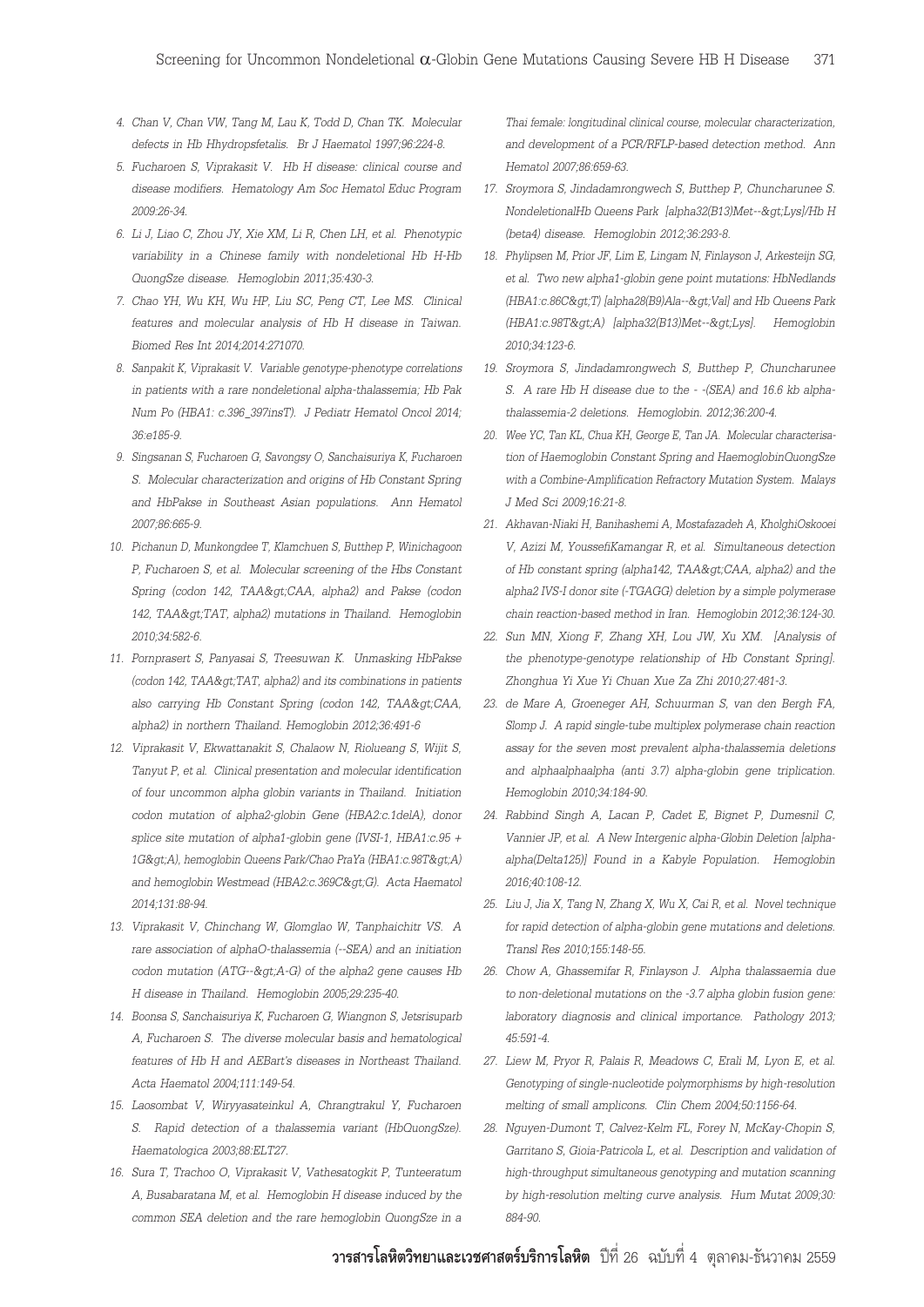4. Chan V, Chan VW, Tang M, Lau K, Todd D, Chan TK. Molecular defects in Hb Hhydropsfetalis. Br J Haematol 1997;96:224-8.
5. Fucharoen S, Viprakasit V. Hb H disease: clinical course and disease modifiers. Hematology Am Soc Hematol Educ Program 2009:26-34.
6. Li J, Liao C, Zhou JY, Xie XM, Li R, Chen LH, et al. Phenotypic variability in a Chinese family with nondeletional Hb H-Hb QuongSze disease. Hemoglobin 2011;35:430-3.
7. Chao YH, Wu KH, Wu HP, Liu SC, Peng CT, Lee MS. Clinical features and molecular analysis of Hb H disease in Taiwan. Biomed Res Int 2014;2014:271070.
8. Sanpakit K, Viprakasit V. Variable genotype-phenotype correlations in patients with a rare nondeletional alpha-thalassemia; Hb Pak Num Po (HBA1: c.396_397insT). J Pediatr Hematol Oncol 2014; 36:e185-9.
9. Singsanan S, Fucharoen G, Savongsy O, Sanchaisuriya K, Fucharoen S. Molecular characterization and origins of Hb Constant Spring and HbPakse in Southeast Asian populations. Ann Hematol 2007;86:665-9.
10. Pichanun D, Munkongdee T, Klamchuen S, Butthep P, Winichagoon P, Fucharoen S, et al. Molecular screening of the Hbs Constant Spring (codon 142, TAA&gt;CAA, alpha2) and Pakse (codon 142, TAA&gt;TAT, alpha2) mutations in Thailand. Hemoglobin 2010;34:582-6.
11. Pornprasert S, Panyasai S, Treesuwan K. Unmasking HbPakse (codon 142, TAA&gt;TAT, alpha2) and its combinations in patients also carrying Hb Constant Spring (codon 142, TAA&gt;CAA, alpha2) in northern Thailand. Hemoglobin 2012;36:491-6
12. Viprakasit V, Ekwattanakit S, Chalaow N, Riolueang S, Wijit S, Tanyut P, et al. Clinical presentation and molecular identification of four uncommon alpha globin variants in Thailand. Initiation codon mutation of alpha2-globin Gene (HBA2:c.1delA), donor splice site mutation of alpha1-globin gene (IVSI-1, HBA1:c.95 + 1G&gt;A), hemoglobin Queens Park/Chao PraYa (HBA1:c.98T&gt;A) and hemoglobin Westmead (HBA2:c.369C&gt;G). Acta Haematol 2014;131:88-94.
13. Viprakasit V, Chinchang W, Glomglao W, Tanphaichitr VS. A rare association of alphaO-thalassemia (--SEA) and an initiation codon mutation (ATG--&gt;A-G) of the alpha2 gene causes Hb H disease in Thailand. Hemoglobin 2005;29:235-40.
14. Boonsa S, Sanchaisuriya K, Fucharoen G, Wiangnon S, Jetsrisuparb A, Fucharoen S. The diverse molecular basis and hematological features of Hb H and AEBart's diseases in Northeast Thailand. Acta Haematol 2004;111:149-54.
15. Laosombat V, Wiryyasateinkul A, Chrangtrakul Y, Fucharoen S. Rapid detection of a thalassemia variant (HbQuongSze). Haematologica 2003;88:ELT27.
16. Sura T, Trachoo O, Viprakasit V, Vathesatogkit P, Tunteeratum A, Busabaratana M, et al. Hemoglobin H disease induced by the common SEA deletion and the rare hemoglobin QuongSze in a Thai female: longitudinal clinical course, molecular characterization, and development of a PCR/RFLP-based detection method. Ann Hematol 2007;86:659-63.
17. Sroymora S, Jindadamrongwech S, Butthep P, Chuncharunee S. NondeletionalHb Queens Park [alpha32(B13)Met--&gt;Lys]/Hb H (beta4) disease. Hemoglobin 2012;36:293-8.
18. Phylipsen M, Prior JF, Lim E, Lingam N, Finlayson J, Arkesteijn SG, et al. Two new alpha1-globin gene point mutations: HbNedlands (HBA1:c.86C&gt;T) [alpha28(B9)Ala--&gt;Val] and Hb Queens Park (HBA1:c.98T&gt;A) [alpha32(B13)Met--&gt;Lys]. Hemoglobin 2010;34:123-6.
19. Sroymora S, Jindadamrongwech S, Butthep P, Chuncharunee S. A rare Hb H disease due to the - -(SEA) and 16.6 kb alpha-thalassemia-2 deletions. Hemoglobin. 2012;36:200-4.
20. Wee YC, Tan KL, Chua KH, George E, Tan JA. Molecular characterisation of Haemoglobin Constant Spring and HaemoglobinQuongSze with a Combine-Amplification Refractory Mutation System. Malays J Med Sci 2009;16:21-8.
21. Akhavan-Niaki H, Banihashemi A, Mostafazadeh A, KholghiOskooei V, Azizi M, YoussefiKamangar R, et al. Simultaneous detection of Hb constant spring (alpha142, TAA&gt;CAA, alpha2) and the alpha2 IVS-I donor site (-TGAGG) deletion by a simple polymerase chain reaction-based method in Iran. Hemoglobin 2012;36:124-30.
22. Sun MN, Xiong F, Zhang XH, Lou JW, Xu XM. [Analysis of the phenotype-genotype relationship of Hb Constant Spring]. Zhonghua Yi Xue Yi Chuan Xue Za Zhi 2010;27:481-3.
23. de Mare A, Groeneger AH, Schuurman S, van den Bergh FA, Slomp J. A rapid single-tube multiplex polymerase chain reaction assay for the seven most prevalent alpha-thalassemia deletions and alphaalphaalpha (anti 3.7) alpha-globin gene triplication. Hemoglobin 2010;34:184-90.
24. Rabbind Singh A, Lacan P, Cadet E, Bignet P, Dumesnil C, Vannier JP, et al. A New Intergenic alpha-Globin Deletion [alpha-alpha(Delta125)] Found in a Kabyle Population. Hemoglobin 2016;40:108-12.
25. Liu J, Jia X, Tang N, Zhang X, Wu X, Cai R, et al. Novel technique for rapid detection of alpha-globin gene mutations and deletions. Transl Res 2010;155:148-55.
26. Chow A, Ghassemifar R, Finlayson J. Alpha thalassaemia due to non-deletional mutations on the -3.7 alpha globin fusion gene: laboratory diagnosis and clinical importance. Pathology 2013; 45:591-4.
27. Liew M, Pryor R, Palais R, Meadows C, Erali M, Lyon E, et al. Genotyping of single-nucleotide polymorphisms by high-resolution melting of small amplicons. Clin Chem 2004;50:1156-64.
28. Nguyen-Dumont T, Calvez-Kelm FL, Forey N, McKay-Chopin S, Garritano S, Gioia-Patricola L, et al. Description and validation of high-throughput simultaneous genotyping and mutation scanning by high-resolution melting curve analysis. Hum Mutat 2009;30: 884-90.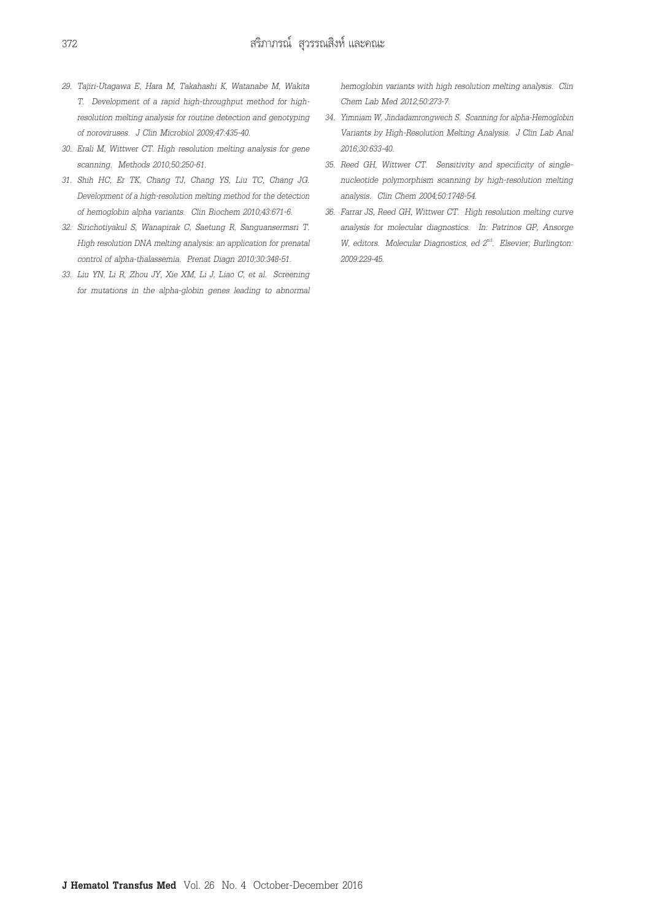29. *Tajiri-Utagawa E, Hara M, Takahashi K, Watanabe M, Wakita T. Development of a rapid high-throughput method for high-resolution melting analysis for routine detection and genotyping of noroviruses. J Clin Microbiol 2009;47:435-40.*
30. *Erali M, Wittwer CT. High resolution melting analysis for gene scanning. Methods 2010;50:250-61.*
31. *Shih HC, Er TK, Chang TJ, Chang YS, Liu TC, Chang JG. Development of a high-resolution melting method for the detection of hemoglobin alpha variants. Clin Biochem 2010;43:671-6.*
32. *Sirichotiyakul S, Wanapirak C, Saetung R, Sanguansermsri T. High resolution DNA melting analysis: an application for prenatal control of alpha-thalassemia. Prenat Diagn 2010;30:348-51.*
33. *Liu YN, Li R, Zhou JY, Xie XM, Li J, Liao C, et al. Screening for mutations in the alpha-globin genes leading to abnormal hemoglobin variants with high resolution melting analysis. Clin Chem Lab Med 2012;50:273-7.*
34. *Yimniam W, Jindadamrongwech S. Scanning for alpha-Hemoglobin Variants by High-Resolution Melting Analysis. J Clin Lab Anal 2016;30:633-40.*
35. *Reed GH, Wittwer CT. Sensitivity and specificity of single-nucleotide polymorphism scanning by high-resolution melting analysis. Clin Chem 2004;50:1748-54.*
36. *Farrar JS, Reed GH, Wittwer CT. High resolution melting curve analysis for molecular diagnostics. In: Patrinos GP, Ansorge W, editors. Molecular Diagnostics, ed 2nd. Elsevier; Burlington: 2009:229-45.*